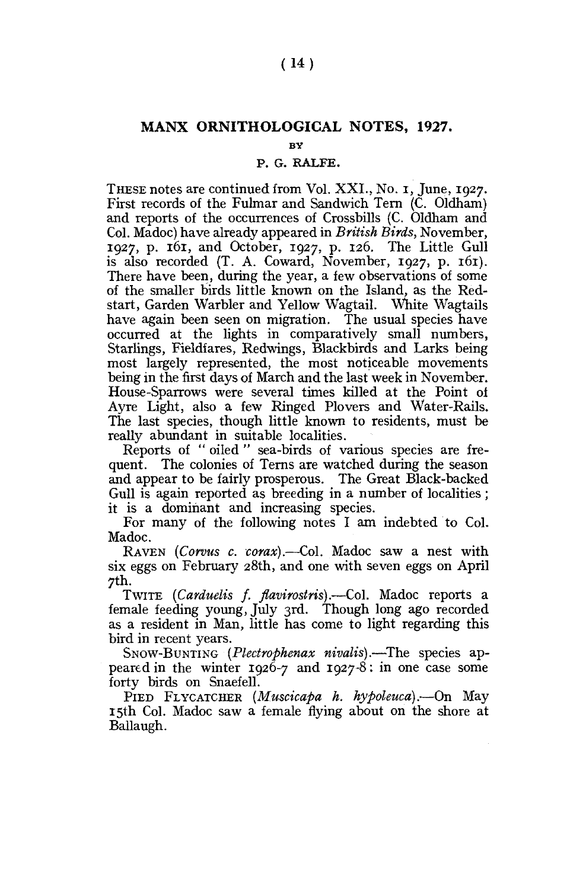# MANX ORNITHOLOGICAL NOTES, 1927.

BY

P. G. RALFE.

THESE notes are continued from Vol. XXI., No. 1, June, 1927. First records of the Fulmar and Sandwich Tern (C. Oldham) and reports of the occurrences of Crossbills (C. Oldham and Col. Madoc) have already appeared in *British Birds*, November, 1927, p. 161, and October, 1927, p. 126. The Little Gull is also recorded (T. A. Coward, November, 1927, p. 161). There have been, during the year, a few observations of some of the smaller birds little known on the Island, as the Redstart, Garden Warbler and Yellow Wagtail. White Wagtails have again been seen on migration. The usual species have occurred at the lights in comparatively small numbers, Starlings, Fieldfares, Redwings, Blackbirds and Larks being most largely represented, the most noticeable movements being in the first days of March and the last week in November. House-Sparrows were several times killed at the Point of Ayre Light, also a few Ringed Plovers and Water-Rails. The last species, though little known to residents, must be really abundant in suitable localities.

Reports of "oiled" sea-birds of various species are frequent. The colonies of Terns are watched during the season and appear to be fairly prosperous. The Great Black-backed Gull is again reported as breeding in a number of localities; it is a dominant and increasing species.

For many of the following notes I am indebted to Col. Madoc.

RAVEN (*Corvus c. corax*).—Col. Madoc saw a nest with six eggs on February 28th, and one with seven eggs on April 7th.

TWITE (*Carduelis f. flavirostris*).—Col. Madoc reports a female feeding young, July 3rd. Though long ago recorded as a resident in Man, little has come to light regarding this bird in recent years.

SNOW-BUNTING (*Plectrophenax nivalis*).—The species appeared in the winter 1926-7 and 1927-8: in one case some forty birds on Snaefell.

PIED FLYCATCHER (*Muscicapa h. hypoleuca*).—On May 15th Col. Madoc saw a female flying about on the shore at Ballaugh.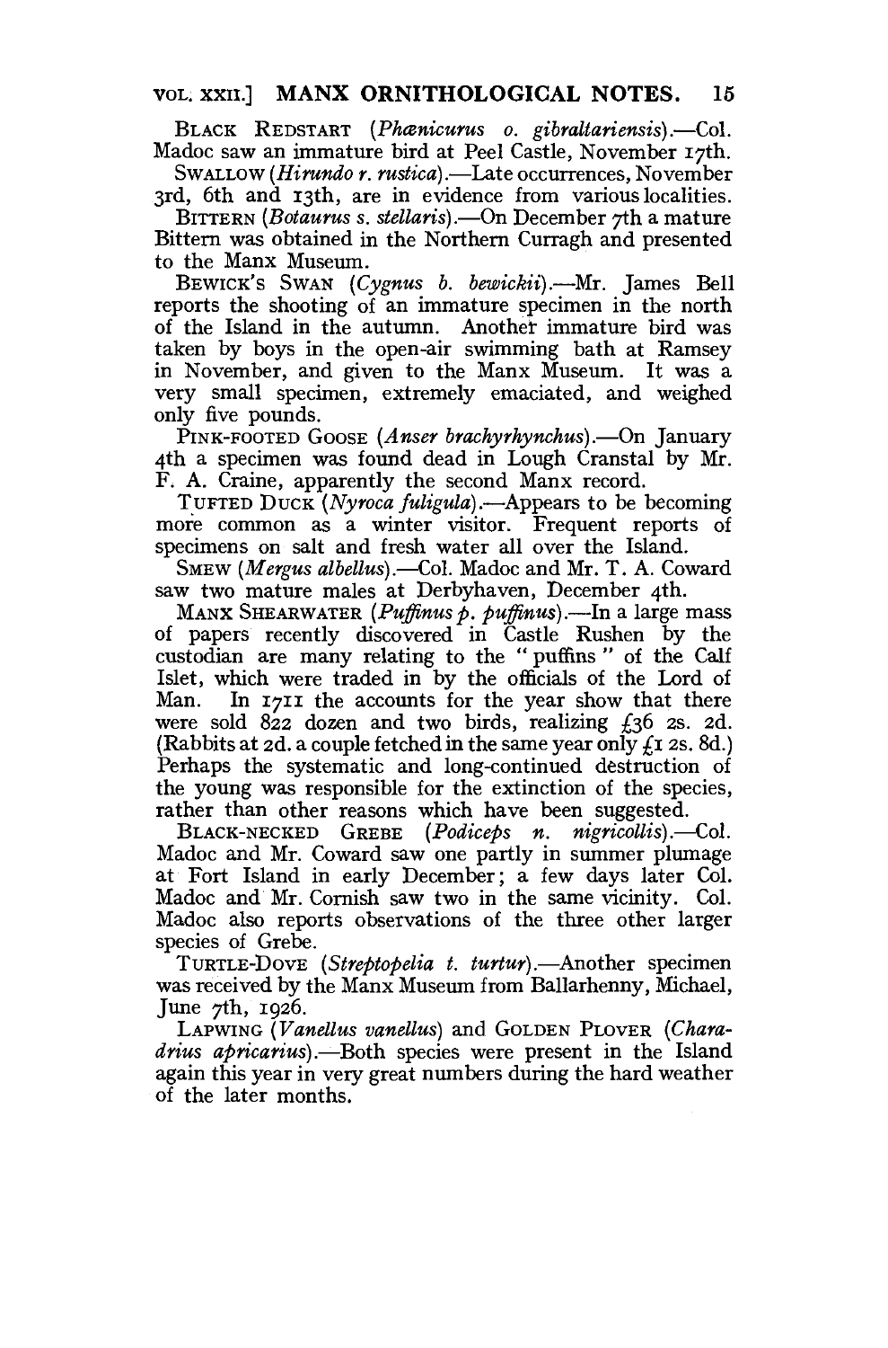Black Redstart (*Phœnicurus o. gibraltariensis*).—Col. Madoc saw an immature bird at Peel Castle, November 17th.

Swallow (*Hirundo r. rustica*).—Late occurrences, November 3rd, 6th and 13th, are in evidence from various localities.

Bittern (*Botaurus s. stellaris*).—On December 7th a mature Bittern was obtained in the Northern Curragh and presented to the Manx Museum.

Bewick's Swan (*Cygnus b. bewickii*).—Mr. James Bell reports the shooting of an immature specimen in the north of the Island in the autumn. Another immature bird was taken by boys in the open-air swimming bath at Ramsey in November, and given to the Manx Museum. It was a very small specimen, extremely emaciated, and weighed only five pounds.

Pink-footed Goose (*Anser brachyrhynchus*).—On January 4th a specimen was found dead in Lough Cranstal by Mr. F. A. Craine, apparently the second Manx record.

Tufted Duck (*Nyroca fuligula*).—Appears to be becoming more common as a winter visitor. Frequent reports of specimens on salt and fresh water all over the Island.

Smew (*Mergus albellus*).—Col. Madoc and Mr. T. A. Coward saw two mature males at Derbyhaven, December 4th.

Manx Shearwater (*Puffinus p. puffinus*).—In a large mass of papers recently discovered in Castle Rushen by the custodian are many relating to the "puffins" of the Calf Islet, which were traded in by the officials of the Lord of Man. In 1711 the accounts for the year show that there were sold 822 dozen and two birds, realizing £36 2s. 2d. (Rabbits at 2d. a couple fetched in the same year only £1 2s. 8d.) Perhaps the systematic and long-continued destruction of the young was responsible for the extinction of the species, rather than other reasons which have been suggested.

Black-necked Grebe (*Podiceps n. nigricollis*).—Col. Madoc and Mr. Coward saw one partly in summer plumage at Fort Island in early December; a few days later Col. Madoc and Mr. Cornish saw two in the same vicinity. Col. Madoc also reports observations of the three other larger species of Grebe.

Turtle-Dove (*Streptopelia t. turtur*).—Another specimen was received by the Manx Museum from Ballarhenny, Michael, June 7th, 1926.

Lapwing (*Vanellus vanellus*) and Golden Plover (*Charadrius apricarius*).—Both species were present in the Island again this year in very great numbers during the hard weather of the later months.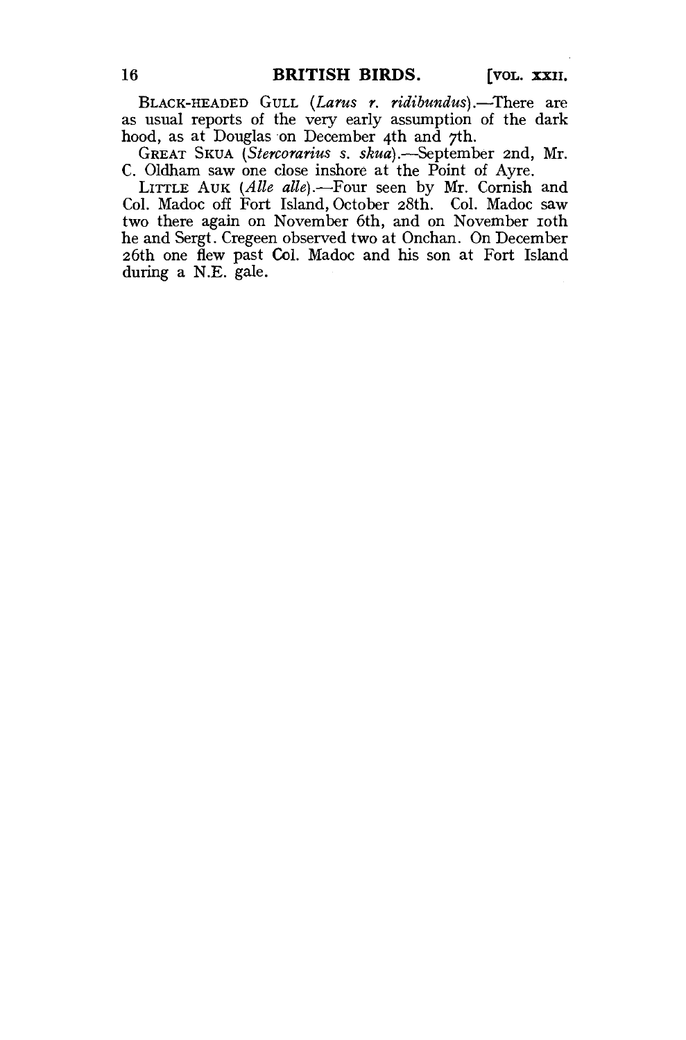BLACK-HEADED GULL (*Larus r. ridibundus*).—There are as usual reports of the very early assumption of the dark hood, as at Douglas on December 4th and 7th.

GREAT SKUA (*Stercorarius s. skua*).—September 2nd, Mr. C. Oldham saw one close inshore at the Point of Ayre.

LITTLE AUK (*Alle alle*).—Four seen by Mr. Cornish and Col. Madoc off Fort Island, October 28th. Col. Madoc saw two there again on November 6th, and on November 10th he and Sergt. Cregeen observed two at Onchan. On December 26th one flew past Col. Madoc and his son at Fort Island during a N.E. gale.